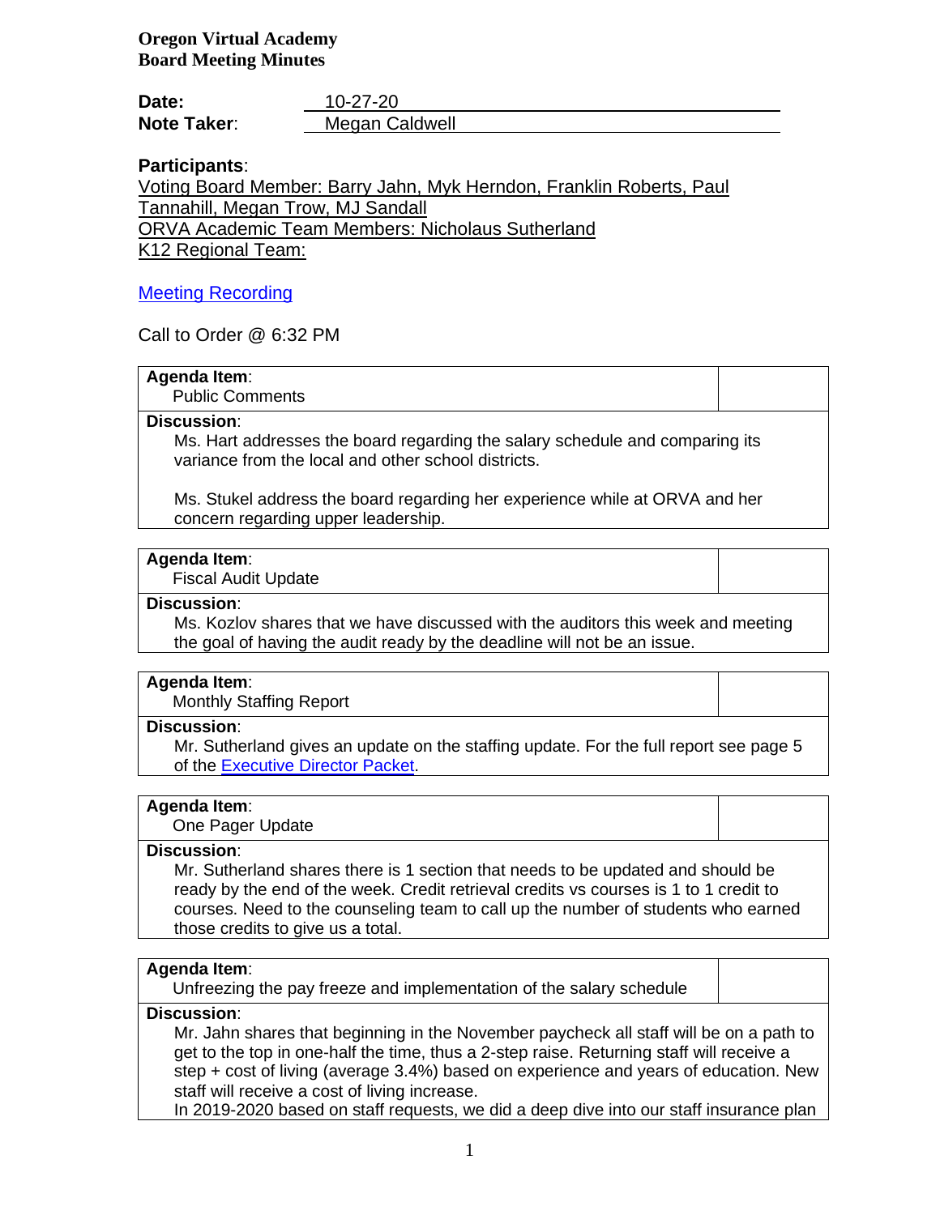**Oregon Virtual Academy**
**Board Meeting Minutes**

**Date:** 10-27-20
**Note Taker**: Megan Caldwell

**Participants**:
Voting Board Member: Barry Jahn, Myk Herndon, Franklin Roberts, Paul Tannahill, Megan Trow, MJ Sandall
ORVA Academic Team Members: Nicholaus Sutherland
K12 Regional Team:

Meeting Recording

Call to Order @ 6:32 PM

| **Agenda Item**: Public Comments | |
|---|---|
| **Discussion**: Ms. Hart addresses the board regarding the salary schedule and comparing its variance from the local and other school districts.<br><br>Ms. Stukel address the board regarding her experience while at ORVA and her concern regarding upper leadership. | |

| **Agenda Item**: Fiscal Audit Update | |
|---|---|
| **Discussion**: Ms. Kozlov shares that we have discussed with the auditors this week and meeting the goal of having the audit ready by the deadline will not be an issue. | |

| **Agenda Item**: Monthly Staffing Report | |
|---|---|
| **Discussion**: Mr. Sutherland gives an update on the staffing update. For the full report see page 5 of the Executive Director Packet. | |

| **Agenda Item**: One Pager Update | |
|---|---|
| **Discussion**: Mr. Sutherland shares there is 1 section that needs to be updated and should be ready by the end of the week. Credit retrieval credits vs courses is 1 to 1 credit to courses. Need to the counseling team to call up the number of students who earned those credits to give us a total. | |

| **Agenda Item**: Unfreezing the pay freeze and implementation of the salary schedule | |
|---|---|
| **Discussion**: Mr. Jahn shares that beginning in the November paycheck all staff will be on a path to get to the top in one-half the time, thus a 2-step raise. Returning staff will receive a step + cost of living (average 3.4%) based on experience and years of education. New staff will receive a cost of living increase.<br>In 2019-2020 based on staff requests, we did a deep dive into our staff insurance plan | |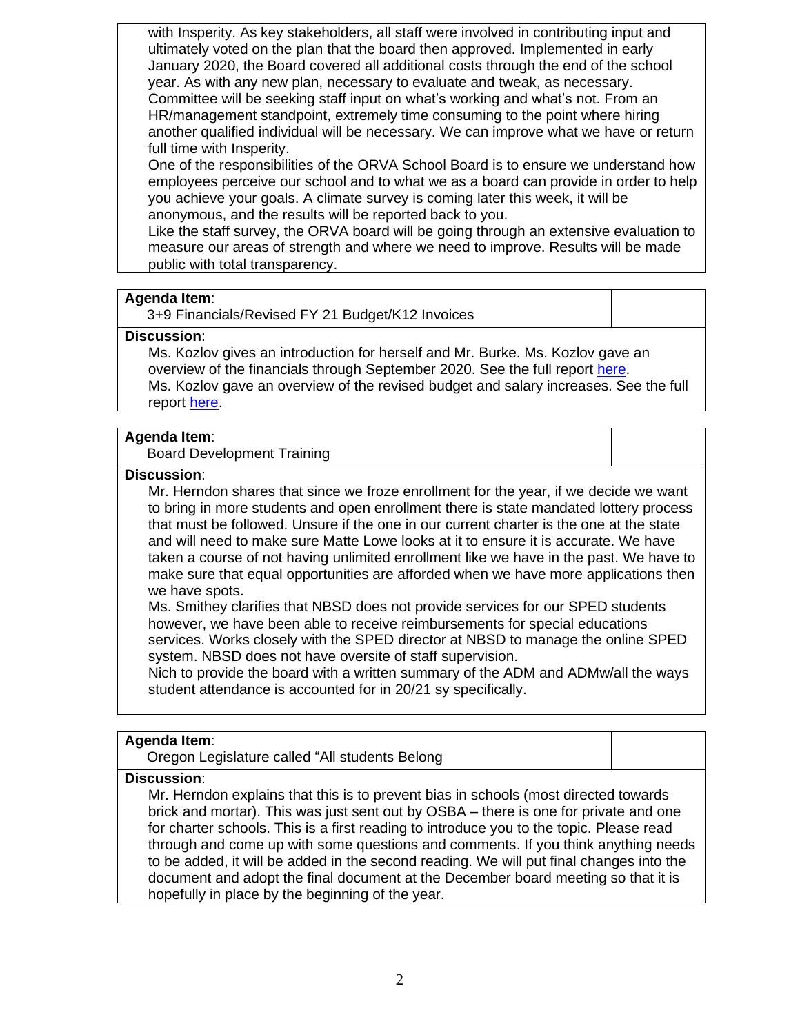with Insperity. As key stakeholders, all staff were involved in contributing input and ultimately voted on the plan that the board then approved. Implemented in early January 2020, the Board covered all additional costs through the end of the school year. As with any new plan, necessary to evaluate and tweak, as necessary. Committee will be seeking staff input on what's working and what's not. From an HR/management standpoint, extremely time consuming to the point where hiring another qualified individual will be necessary. We can improve what we have or return full time with Insperity.

One of the responsibilities of the ORVA School Board is to ensure we understand how employees perceive our school and to what we as a board can provide in order to help you achieve your goals. A climate survey is coming later this week, it will be anonymous, and the results will be reported back to you.

Like the staff survey, the ORVA board will be going through an extensive evaluation to measure our areas of strength and where we need to improve. Results will be made public with total transparency.

| **Agenda Item**: 3+9 Financials/Revised FY 21 Budget/K12 Invoices | |
|---|---|

**Discussion**:

Ms. Kozlov gives an introduction for herself and Mr. Burke. Ms. Kozlov gave an overview of the financials through September 2020. See the full report here.
Ms. Kozlov gave an overview of the revised budget and salary increases. See the full report here.

| **Agenda Item**: Board Development Training | |
|---|---|

**Discussion**:

Mr. Herndon shares that since we froze enrollment for the year, if we decide we want to bring in more students and open enrollment there is state mandated lottery process that must be followed. Unsure if the one in our current charter is the one at the state and will need to make sure Matte Lowe looks at it to ensure it is accurate. We have taken a course of not having unlimited enrollment like we have in the past. We have to make sure that equal opportunities are afforded when we have more applications then we have spots.

Ms. Smithey clarifies that NBSD does not provide services for our SPED students however, we have been able to receive reimbursements for special educations services. Works closely with the SPED director at NBSD to manage the online SPED system. NBSD does not have oversite of staff supervision.

Nich to provide the board with a written summary of the ADM and ADMw/all the ways student attendance is accounted for in 20/21 sy specifically.

| **Agenda Item**: Oregon Legislature called "All students Belong | |
|---|---|

**Discussion**:

Mr. Herndon explains that this is to prevent bias in schools (most directed towards brick and mortar). This was just sent out by OSBA – there is one for private and one for charter schools. This is a first reading to introduce you to the topic. Please read through and come up with some questions and comments. If you think anything needs to be added, it will be added in the second reading. We will put final changes into the document and adopt the final document at the December board meeting so that it is hopefully in place by the beginning of the year.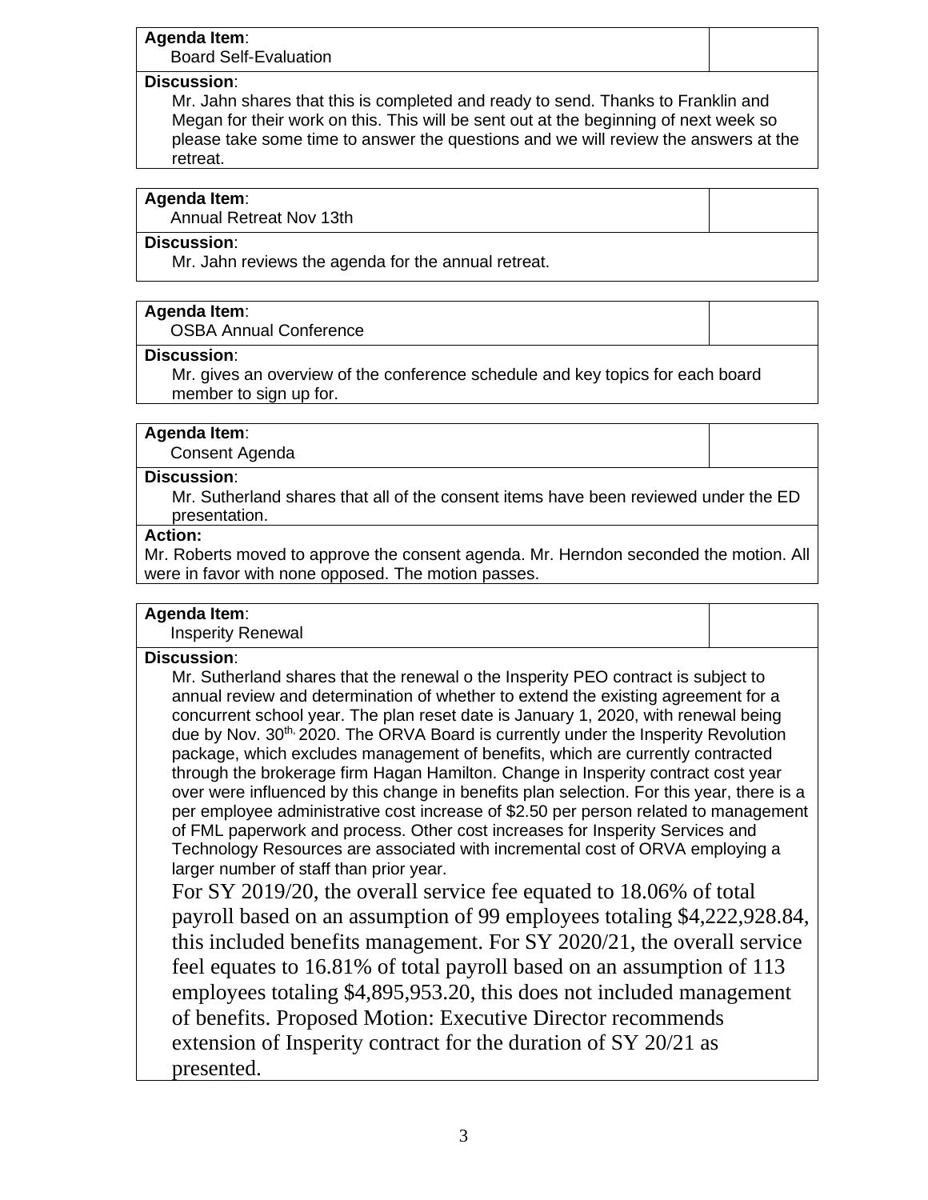**Agenda Item**:
Board Self-Evaluation

**Discussion**:
Mr. Jahn shares that this is completed and ready to send. Thanks to Franklin and Megan for their work on this. This will be sent out at the beginning of next week so please take some time to answer the questions and we will review the answers at the retreat.

**Agenda Item**:
Annual Retreat Nov 13th

**Discussion**:
Mr. Jahn reviews the agenda for the annual retreat.

**Agenda Item**:
OSBA Annual Conference

**Discussion**:
Mr. gives an overview of the conference schedule and key topics for each board member to sign up for.

**Agenda Item**:
Consent Agenda

**Discussion**:
Mr. Sutherland shares that all of the consent items have been reviewed under the ED presentation.

**Action:**
Mr. Roberts moved to approve the consent agenda. Mr. Herndon seconded the motion. All were in favor with none opposed. The motion passes.

**Agenda Item**:
Insperity Renewal

**Discussion**:
Mr. Sutherland shares that the renewal o the Insperity PEO contract is subject to annual review and determination of whether to extend the existing agreement for a concurrent school year. The plan reset date is January 1, 2020, with renewal being due by Nov. 30th, 2020. The ORVA Board is currently under the Insperity Revolution package, which excludes management of benefits, which are currently contracted through the brokerage firm Hagan Hamilton. Change in Insperity contract cost year over were influenced by this change in benefits plan selection. For this year, there is a per employee administrative cost increase of $2.50 per person related to management of FML paperwork and process. Other cost increases for Insperity Services and Technology Resources are associated with incremental cost of ORVA employing a larger number of staff than prior year.

For SY 2019/20, the overall service fee equated to 18.06% of total payroll based on an assumption of 99 employees totaling $4,222,928.84, this included benefits management. For SY 2020/21, the overall service feel equates to 16.81% of total payroll based on an assumption of 113 employees totaling $4,895,953.20, this does not included management of benefits. Proposed Motion: Executive Director recommends extension of Insperity contract for the duration of SY 20/21 as presented.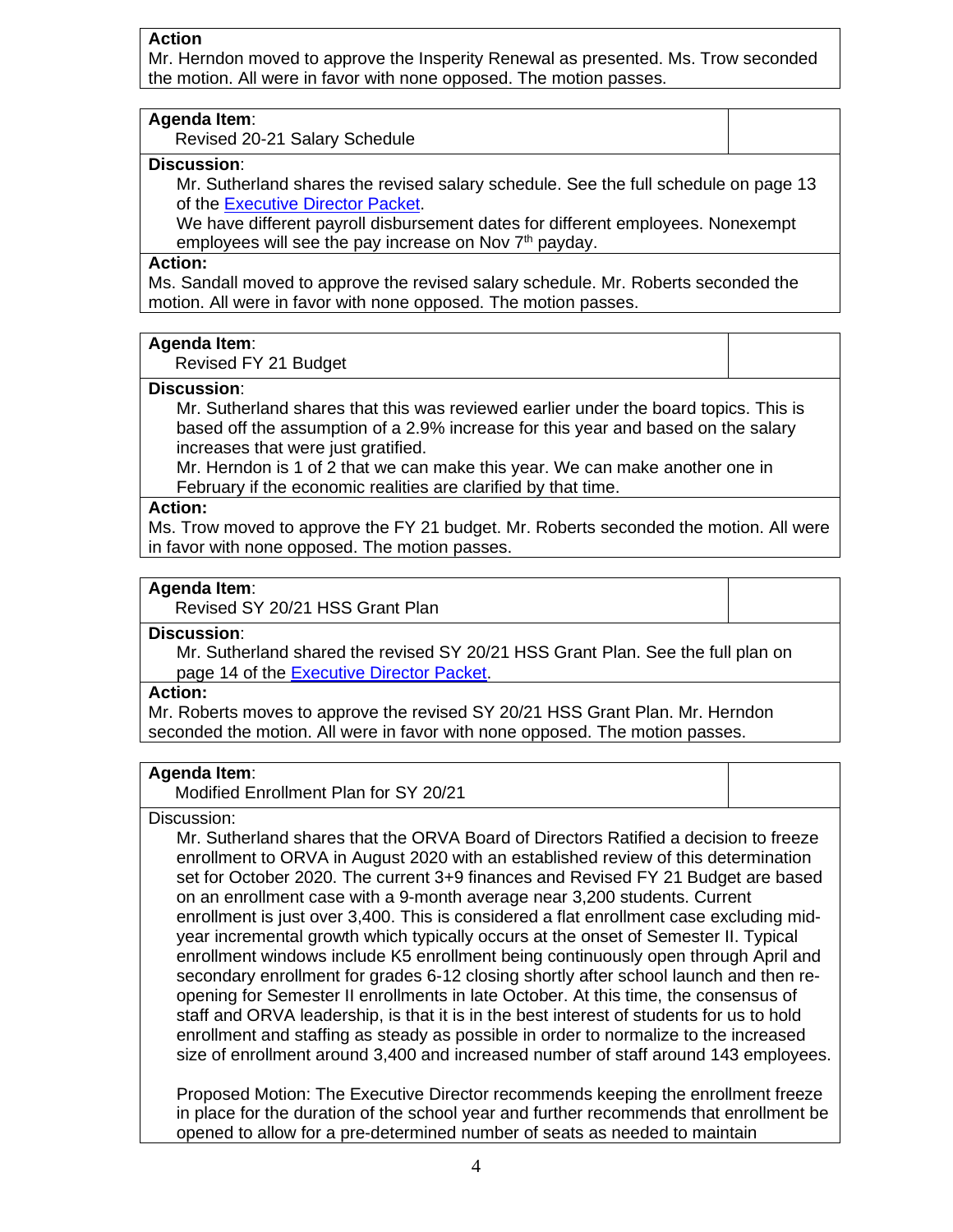**Action**

Mr. Herndon moved to approve the Insperity Renewal as presented. Ms. Trow seconded the motion. All were in favor with none opposed. The motion passes.

**Agenda Item**:

Revised 20-21 Salary Schedule

**Discussion**:

Mr. Sutherland shares the revised salary schedule. See the full schedule on page 13 of the Executive Director Packet.

We have different payroll disbursement dates for different employees. Nonexempt employees will see the pay increase on Nov 7th payday.

**Action:**

Ms. Sandall moved to approve the revised salary schedule. Mr. Roberts seconded the motion. All were in favor with none opposed. The motion passes.

**Agenda Item**:

Revised FY 21 Budget

**Discussion**:

Mr. Sutherland shares that this was reviewed earlier under the board topics. This is based off the assumption of a 2.9% increase for this year and based on the salary increases that were just gratified.

Mr. Herndon is 1 of 2 that we can make this year. We can make another one in February if the economic realities are clarified by that time.

**Action:**

Ms. Trow moved to approve the FY 21 budget. Mr. Roberts seconded the motion. All were in favor with none opposed. The motion passes.

**Agenda Item**:

Revised SY 20/21 HSS Grant Plan

**Discussion**:

Mr. Sutherland shared the revised SY 20/21 HSS Grant Plan. See the full plan on page 14 of the Executive Director Packet.

**Action:**

Mr. Roberts moves to approve the revised SY 20/21 HSS Grant Plan. Mr. Herndon seconded the motion. All were in favor with none opposed. The motion passes.

**Agenda Item**:

Modified Enrollment Plan for SY 20/21

Discussion:

Mr. Sutherland shares that the ORVA Board of Directors Ratified a decision to freeze enrollment to ORVA in August 2020 with an established review of this determination set for October 2020. The current 3+9 finances and Revised FY 21 Budget are based on an enrollment case with a 9-month average near 3,200 students. Current enrollment is just over 3,400. This is considered a flat enrollment case excluding mid-year incremental growth which typically occurs at the onset of Semester II. Typical enrollment windows include K5 enrollment being continuously open through April and secondary enrollment for grades 6-12 closing shortly after school launch and then re-opening for Semester II enrollments in late October. At this time, the consensus of staff and ORVA leadership, is that it is in the best interest of students for us to hold enrollment and staffing as steady as possible in order to normalize to the increased size of enrollment around 3,400 and increased number of staff around 143 employees.

Proposed Motion: The Executive Director recommends keeping the enrollment freeze in place for the duration of the school year and further recommends that enrollment be opened to allow for a pre-determined number of seats as needed to maintain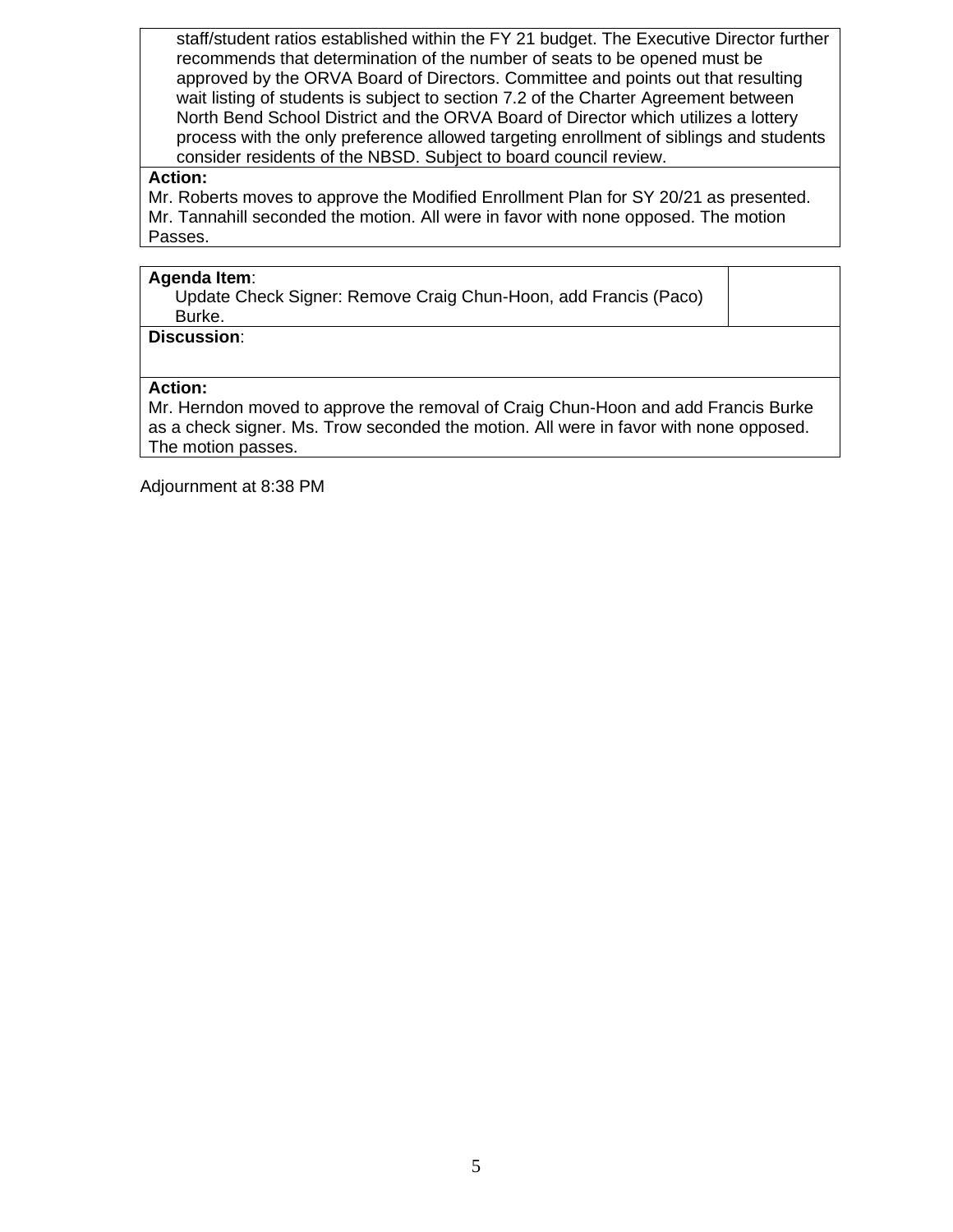staff/student ratios established within the FY 21 budget. The Executive Director further recommends that determination of the number of seats to be opened must be approved by the ORVA Board of Directors. Committee and points out that resulting wait listing of students is subject to section 7.2 of the Charter Agreement between North Bend School District and the ORVA Board of Director which utilizes a lottery process with the only preference allowed targeting enrollment of siblings and students consider residents of the NBSD. Subject to board council review.

**Action:**
Mr. Roberts moves to approve the Modified Enrollment Plan for SY 20/21 as presented. Mr. Tannahill seconded the motion. All were in favor with none opposed. The motion Passes.

**Agenda Item**:
Update Check Signer: Remove Craig Chun-Hoon, add Francis (Paco) Burke.

**Discussion**:

**Action:**
Mr. Herndon moved to approve the removal of Craig Chun-Hoon and add Francis Burke as a check signer. Ms. Trow seconded the motion. All were in favor with none opposed. The motion passes.

Adjournment at 8:38 PM